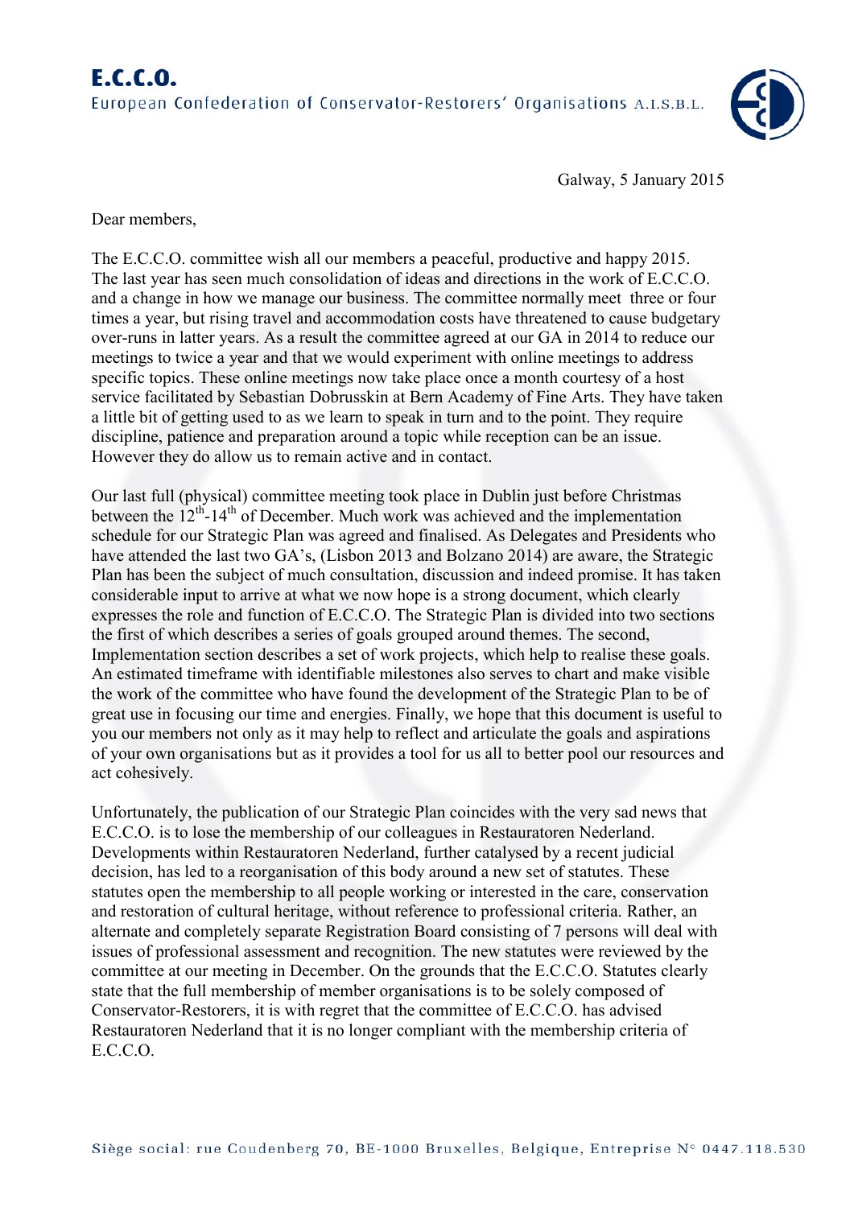**E.C.C.O.**

European Confederation of Conservator-Restorers' Organisations A.I.S.B.L.

Galway, 5 January 2015

Dear members,

The E.C.C.O. committee wish all our members a peaceful, productive and happy 2015. The last year has seen much consolidation of ideas and directions in the work of E.C.C.O. and a change in how we manage our business. The committee normally meet three or four times a year, but rising travel and accommodation costs have threatened to cause budgetary over-runs in latter years. As a result the committee agreed at our GA in 2014 to reduce our meetings to twice a year and that we would experiment with online meetings to address specific topics. These online meetings now take place once a month courtesy of a host service facilitated by Sebastian Dobrusskin at Bern Academy of Fine Arts. They have taken a little bit of getting used to as we learn to speak in turn and to the point. They require discipline, patience and preparation around a topic while reception can be an issue. However they do allow us to remain active and in contact.

Our last full (physical) committee meeting took place in Dublin just before Christmas between the 12th-14th of December. Much work was achieved and the implementation schedule for our Strategic Plan was agreed and finalised. As Delegates and Presidents who have attended the last two GA's, (Lisbon 2013 and Bolzano 2014) are aware, the Strategic Plan has been the subject of much consultation, discussion and indeed promise. It has taken considerable input to arrive at what we now hope is a strong document, which clearly expresses the role and function of E.C.C.O. The Strategic Plan is divided into two sections the first of which describes a series of goals grouped around themes. The second, Implementation section describes a set of work projects, which help to realise these goals. An estimated timeframe with identifiable milestones also serves to chart and make visible the work of the committee who have found the development of the Strategic Plan to be of great use in focusing our time and energies. Finally, we hope that this document is useful to you our members not only as it may help to reflect and articulate the goals and aspirations of your own organisations but as it provides a tool for us all to better pool our resources and act cohesively.

Unfortunately, the publication of our Strategic Plan coincides with the very sad news that E.C.C.O. is to lose the membership of our colleagues in Restauratoren Nederland. Developments within Restauratoren Nederland, further catalysed by a recent judicial decision, has led to a reorganisation of this body around a new set of statutes. These statutes open the membership to all people working or interested in the care, conservation and restoration of cultural heritage, without reference to professional criteria. Rather, an alternate and completely separate Registration Board consisting of 7 persons will deal with issues of professional assessment and recognition. The new statutes were reviewed by the committee at our meeting in December. On the grounds that the E.C.C.O. Statutes clearly state that the full membership of member organisations is to be solely composed of Conservator-Restorers, it is with regret that the committee of E.C.C.O. has advised Restauratoren Nederland that it is no longer compliant with the membership criteria of E.C.C.O.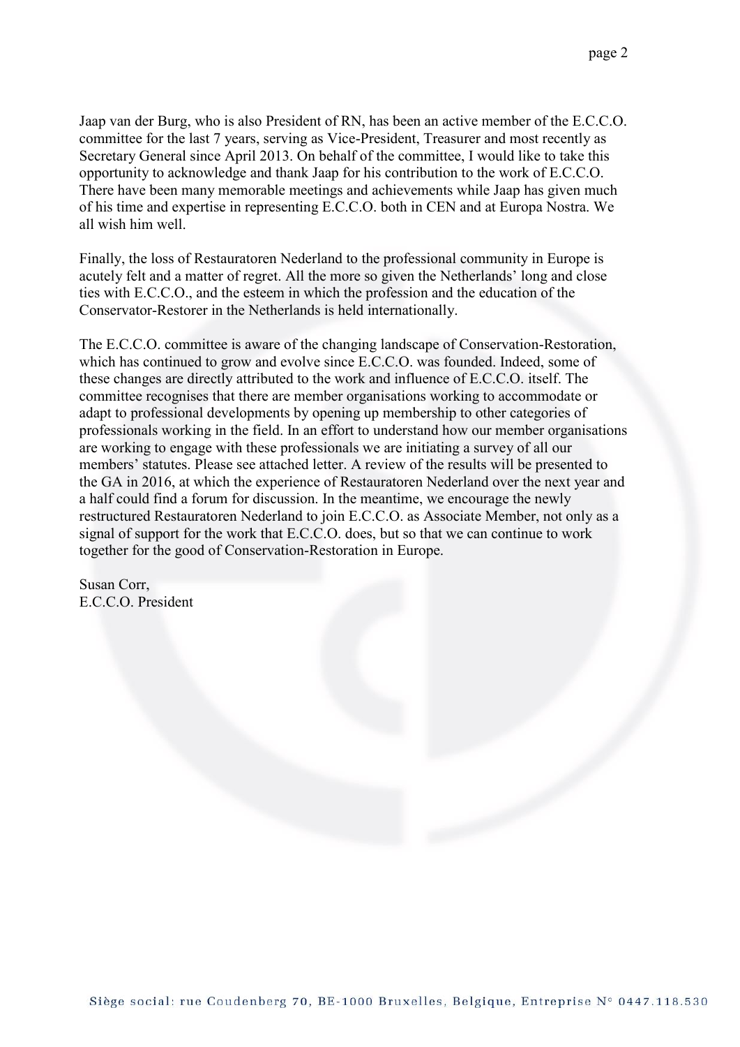Jaap van der Burg, who is also President of RN, has been an active member of the E.C.C.O. committee for the last 7 years, serving as Vice-President, Treasurer and most recently as Secretary General since April 2013. On behalf of the committee, I would like to take this opportunity to acknowledge and thank Jaap for his contribution to the work of E.C.C.O. There have been many memorable meetings and achievements while Jaap has given much of his time and expertise in representing E.C.C.O. both in CEN and at Europa Nostra. We all wish him well.

Finally, the loss of Restauratoren Nederland to the professional community in Europe is acutely felt and a matter of regret. All the more so given the Netherlands' long and close ties with E.C.C.O., and the esteem in which the profession and the education of the Conservator-Restorer in the Netherlands is held internationally.

The E.C.C.O. committee is aware of the changing landscape of Conservation-Restoration, which has continued to grow and evolve since E.C.C.O. was founded. Indeed, some of these changes are directly attributed to the work and influence of E.C.C.O. itself. The committee recognises that there are member organisations working to accommodate or adapt to professional developments by opening up membership to other categories of professionals working in the field. In an effort to understand how our member organisations are working to engage with these professionals we are initiating a survey of all our members' statutes. Please see attached letter. A review of the results will be presented to the GA in 2016, at which the experience of Restauratoren Nederland over the next year and a half could find a forum for discussion. In the meantime, we encourage the newly restructured Restauratoren Nederland to join E.C.C.O. as Associate Member, not only as a signal of support for the work that E.C.C.O. does, but so that we can continue to work together for the good of Conservation-Restoration in Europe.

Susan Corr,  
E.C.C.O. President